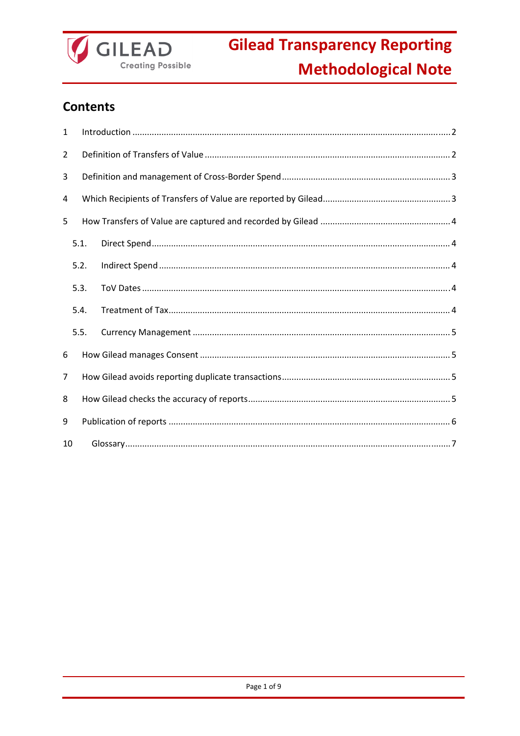# Gilead Transparency Reporting Methodological Note

## Contents

1 Introduction ..... 2

2 Definition of Transfers of Value ..... 2

3 Definition and management of Cross-Border Spend ..... 3

4 Which Recipients of Transfers of Value are reported by Gilead ..... 3

5 How Transfers of Value are captured and recorded by Gilead ..... 4

- 5.1. Direct Spend ..... 4
- 5.2. Indirect Spend ..... 4
- 5.3. ToV Dates ..... 4
- 5.4. Treatment of Tax ..... 4
- 5.5. Currency Management ..... 5

6 How Gilead manages Consent ..... 5

7 How Gilead avoids reporting duplicate transactions ..... 5

8 How Gilead checks the accuracy of reports ..... 5

9 Publication of reports ..... 6

10 Glossary ..... 7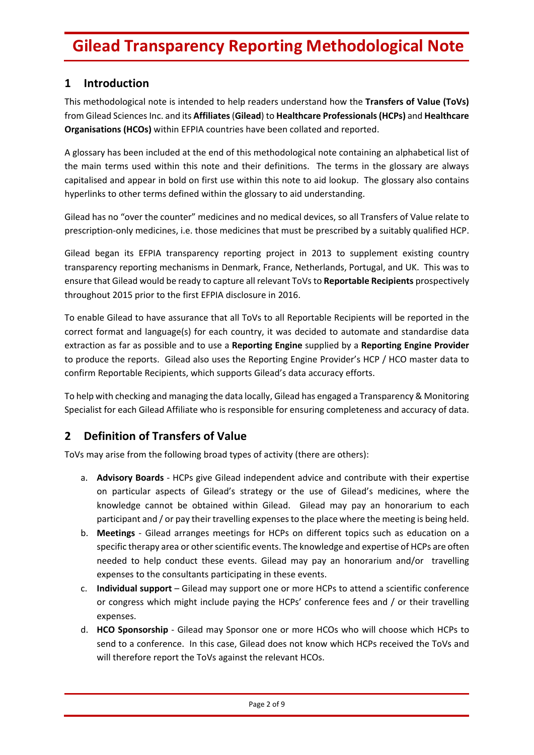# Gilead Transparency Reporting Methodological Note

## 1 Introduction

This methodological note is intended to help readers understand how the **Transfers of Value (ToVs)** from Gilead Sciences Inc. and its **Affiliates** (**Gilead**) to **Healthcare Professionals (HCPs)** and **Healthcare Organisations (HCOs)** within EFPIA countries have been collated and reported.

A glossary has been included at the end of this methodological note containing an alphabetical list of the main terms used within this note and their definitions. The terms in the glossary are always capitalised and appear in bold on first use within this note to aid lookup. The glossary also contains hyperlinks to other terms defined within the glossary to aid understanding.

Gilead has no "over the counter" medicines and no medical devices, so all Transfers of Value relate to prescription-only medicines, i.e. those medicines that must be prescribed by a suitably qualified HCP.

Gilead began its EFPIA transparency reporting project in 2013 to supplement existing country transparency reporting mechanisms in Denmark, France, Netherlands, Portugal, and UK. This was to ensure that Gilead would be ready to capture all relevant ToVs to **Reportable Recipients** prospectively throughout 2015 prior to the first EFPIA disclosure in 2016.

To enable Gilead to have assurance that all ToVs to all Reportable Recipients will be reported in the correct format and language(s) for each country, it was decided to automate and standardise data extraction as far as possible and to use a **Reporting Engine** supplied by a **Reporting Engine Provider** to produce the reports. Gilead also uses the Reporting Engine Provider's HCP / HCO master data to confirm Reportable Recipients, which supports Gilead's data accuracy efforts.

To help with checking and managing the data locally, Gilead has engaged a Transparency & Monitoring Specialist for each Gilead Affiliate who is responsible for ensuring completeness and accuracy of data.

## 2 Definition of Transfers of Value

ToVs may arise from the following broad types of activity (there are others):

a. **Advisory Boards** - HCPs give Gilead independent advice and contribute with their expertise on particular aspects of Gilead's strategy or the use of Gilead's medicines, where the knowledge cannot be obtained within Gilead. Gilead may pay an honorarium to each participant and / or pay their travelling expenses to the place where the meeting is being held.

b. **Meetings** - Gilead arranges meetings for HCPs on different topics such as education on a specific therapy area or other scientific events. The knowledge and expertise of HCPs are often needed to help conduct these events. Gilead may pay an honorarium and/or travelling expenses to the consultants participating in these events.

c. **Individual support** – Gilead may support one or more HCPs to attend a scientific conference or congress which might include paying the HCPs' conference fees and / or their travelling expenses.

d. **HCO Sponsorship** - Gilead may Sponsor one or more HCOs who will choose which HCPs to send to a conference. In this case, Gilead does not know which HCPs received the ToVs and will therefore report the ToVs against the relevant HCOs.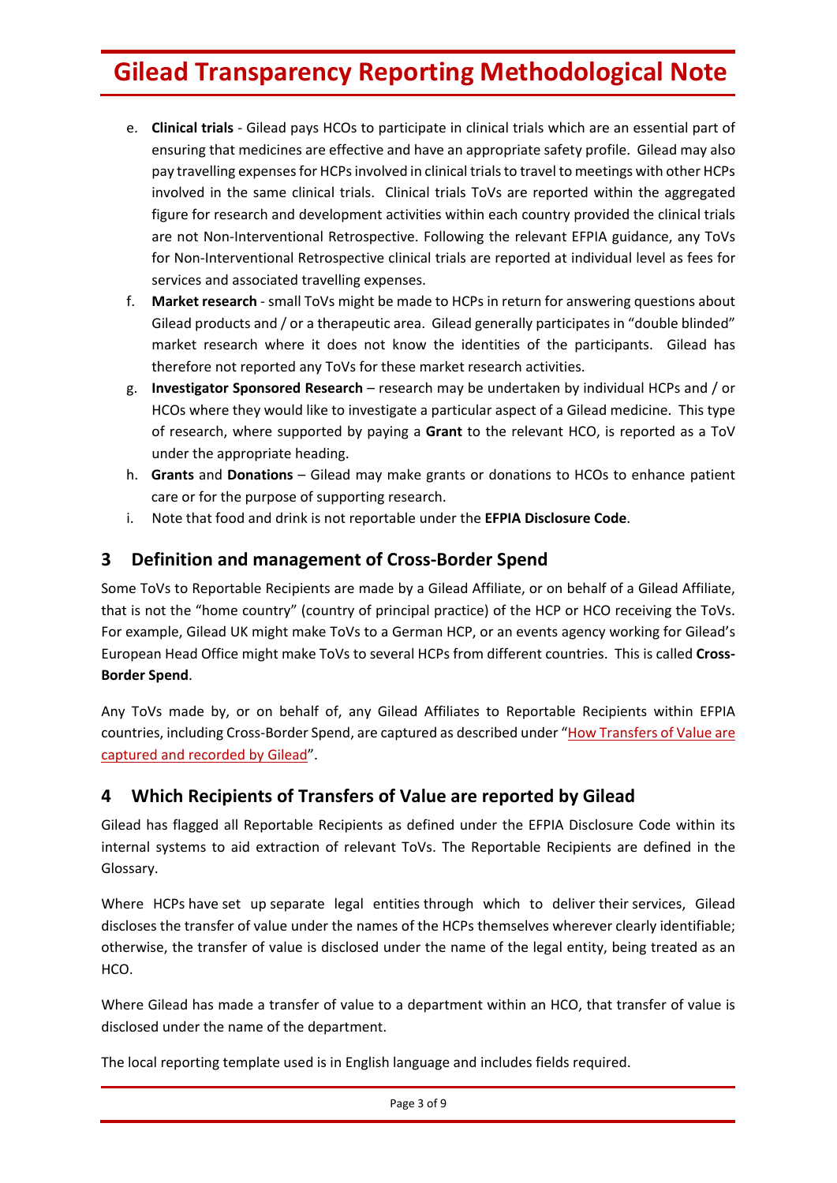e. **Clinical trials** - Gilead pays HCOs to participate in clinical trials which are an essential part of ensuring that medicines are effective and have an appropriate safety profile. Gilead may also pay travelling expenses for HCPs involved in clinical trials to travel to meetings with other HCPs involved in the same clinical trials. Clinical trials ToVs are reported within the aggregated figure for research and development activities within each country provided the clinical trials are not Non-Interventional Retrospective. Following the relevant EFPIA guidance, any ToVs for Non-Interventional Retrospective clinical trials are reported at individual level as fees for services and associated travelling expenses.
f. **Market research** - small ToVs might be made to HCPs in return for answering questions about Gilead products and / or a therapeutic area. Gilead generally participates in "double blinded" market research where it does not know the identities of the participants. Gilead has therefore not reported any ToVs for these market research activities.
g. **Investigator Sponsored Research** – research may be undertaken by individual HCPs and / or HCOs where they would like to investigate a particular aspect of a Gilead medicine. This type of research, where supported by paying a **Grant** to the relevant HCO, is reported as a ToV under the appropriate heading.
h. **Grants** and **Donations** – Gilead may make grants or donations to HCOs to enhance patient care or for the purpose of supporting research.
i. Note that food and drink is not reportable under the **EFPIA Disclosure Code**.

## 3 Definition and management of Cross-Border Spend

Some ToVs to Reportable Recipients are made by a Gilead Affiliate, or on behalf of a Gilead Affiliate, that is not the "home country" (country of principal practice) of the HCP or HCO receiving the ToVs. For example, Gilead UK might make ToVs to a German HCP, or an events agency working for Gilead's European Head Office might make ToVs to several HCPs from different countries. This is called **Cross-Border Spend**.

Any ToVs made by, or on behalf of, any Gilead Affiliates to Reportable Recipients within EFPIA countries, including Cross-Border Spend, are captured as described under "How Transfers of Value are captured and recorded by Gilead".

## 4 Which Recipients of Transfers of Value are reported by Gilead

Gilead has flagged all Reportable Recipients as defined under the EFPIA Disclosure Code within its internal systems to aid extraction of relevant ToVs. The Reportable Recipients are defined in the Glossary.

Where HCPs have set up separate legal entities through which to deliver their services, Gilead discloses the transfer of value under the names of the HCPs themselves wherever clearly identifiable; otherwise, the transfer of value is disclosed under the name of the legal entity, being treated as an HCO.

Where Gilead has made a transfer of value to a department within an HCO, that transfer of value is disclosed under the name of the department.

The local reporting template used is in English language and includes fields required.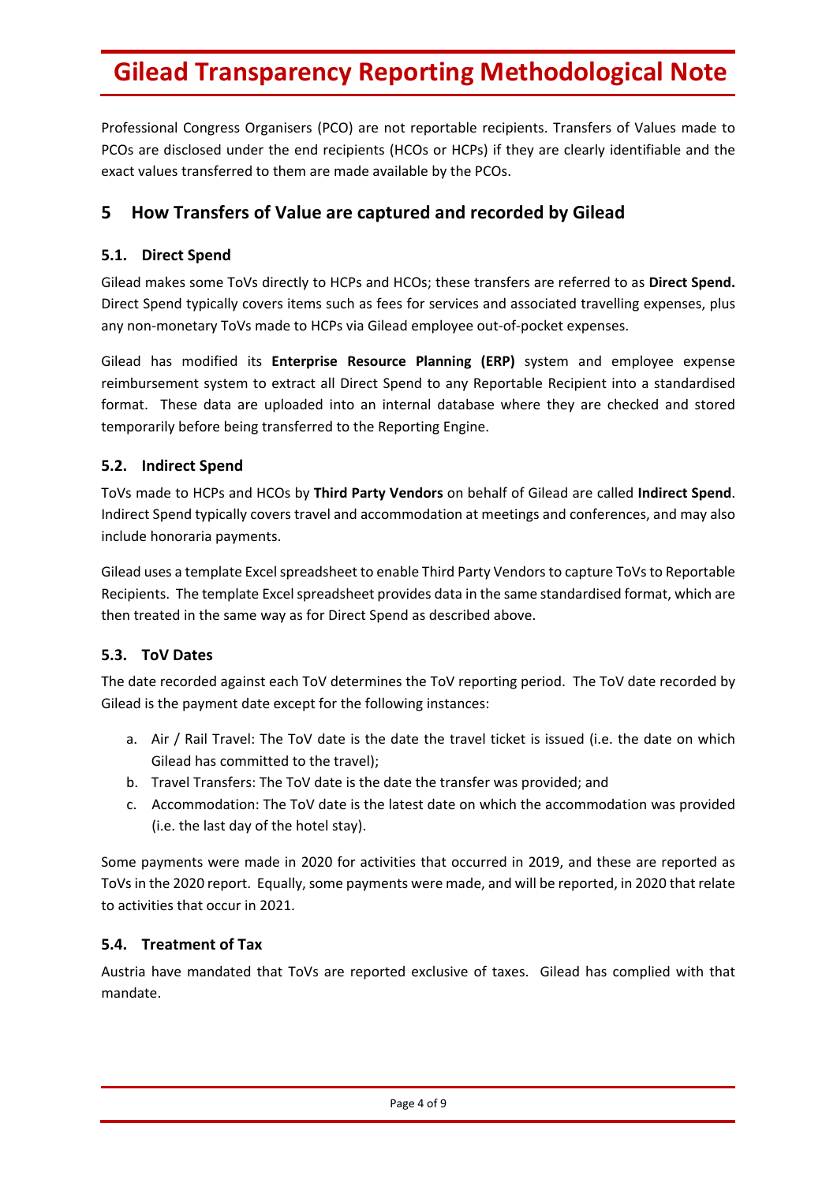Professional Congress Organisers (PCO) are not reportable recipients. Transfers of Values made to PCOs are disclosed under the end recipients (HCOs or HCPs) if they are clearly identifiable and the exact values transferred to them are made available by the PCOs.

## 5 How Transfers of Value are captured and recorded by Gilead

### 5.1. Direct Spend

Gilead makes some ToVs directly to HCPs and HCOs; these transfers are referred to as **Direct Spend.** Direct Spend typically covers items such as fees for services and associated travelling expenses, plus any non-monetary ToVs made to HCPs via Gilead employee out-of-pocket expenses.

Gilead has modified its **Enterprise Resource Planning (ERP)** system and employee expense reimbursement system to extract all Direct Spend to any Reportable Recipient into a standardised format. These data are uploaded into an internal database where they are checked and stored temporarily before being transferred to the Reporting Engine.

### 5.2. Indirect Spend

ToVs made to HCPs and HCOs by **Third Party Vendors** on behalf of Gilead are called **Indirect Spend**. Indirect Spend typically covers travel and accommodation at meetings and conferences, and may also include honoraria payments.

Gilead uses a template Excel spreadsheet to enable Third Party Vendors to capture ToVs to Reportable Recipients. The template Excel spreadsheet provides data in the same standardised format, which are then treated in the same way as for Direct Spend as described above.

### 5.3. ToV Dates

The date recorded against each ToV determines the ToV reporting period. The ToV date recorded by Gilead is the payment date except for the following instances:

a. Air / Rail Travel: The ToV date is the date the travel ticket is issued (i.e. the date on which Gilead has committed to the travel);
b. Travel Transfers: The ToV date is the date the transfer was provided; and
c. Accommodation: The ToV date is the latest date on which the accommodation was provided (i.e. the last day of the hotel stay).

Some payments were made in 2020 for activities that occurred in 2019, and these are reported as ToVs in the 2020 report. Equally, some payments were made, and will be reported, in 2020 that relate to activities that occur in 2021.

### 5.4. Treatment of Tax

Austria have mandated that ToVs are reported exclusive of taxes. Gilead has complied with that mandate.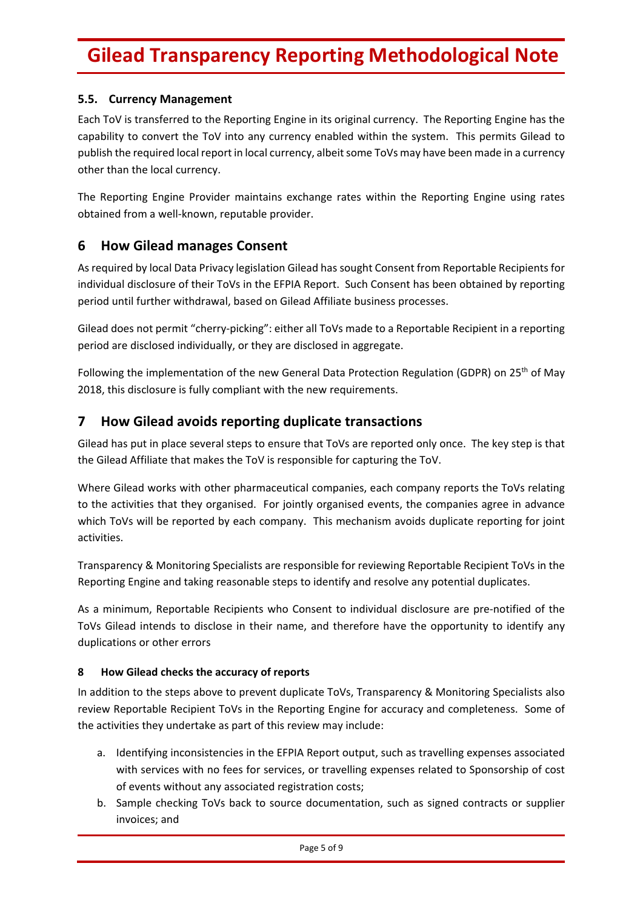### 5.5. Currency Management

Each ToV is transferred to the Reporting Engine in its original currency. The Reporting Engine has the capability to convert the ToV into any currency enabled within the system. This permits Gilead to publish the required local report in local currency, albeit some ToVs may have been made in a currency other than the local currency.

The Reporting Engine Provider maintains exchange rates within the Reporting Engine using rates obtained from a well-known, reputable provider.

## 6 How Gilead manages Consent

As required by local Data Privacy legislation Gilead has sought Consent from Reportable Recipients for individual disclosure of their ToVs in the EFPIA Report. Such Consent has been obtained by reporting period until further withdrawal, based on Gilead Affiliate business processes.

Gilead does not permit "cherry-picking": either all ToVs made to a Reportable Recipient in a reporting period are disclosed individually, or they are disclosed in aggregate.

Following the implementation of the new General Data Protection Regulation (GDPR) on 25th of May 2018, this disclosure is fully compliant with the new requirements.

## 7 How Gilead avoids reporting duplicate transactions

Gilead has put in place several steps to ensure that ToVs are reported only once. The key step is that the Gilead Affiliate that makes the ToV is responsible for capturing the ToV.

Where Gilead works with other pharmaceutical companies, each company reports the ToVs relating to the activities that they organised. For jointly organised events, the companies agree in advance which ToVs will be reported by each company. This mechanism avoids duplicate reporting for joint activities.

Transparency & Monitoring Specialists are responsible for reviewing Reportable Recipient ToVs in the Reporting Engine and taking reasonable steps to identify and resolve any potential duplicates.

As a minimum, Reportable Recipients who Consent to individual disclosure are pre-notified of the ToVs Gilead intends to disclose in their name, and therefore have the opportunity to identify any duplications or other errors

### 8 How Gilead checks the accuracy of reports

In addition to the steps above to prevent duplicate ToVs, Transparency & Monitoring Specialists also review Reportable Recipient ToVs in the Reporting Engine for accuracy and completeness. Some of the activities they undertake as part of this review may include:

a. Identifying inconsistencies in the EFPIA Report output, such as travelling expenses associated with services with no fees for services, or travelling expenses related to Sponsorship of cost of events without any associated registration costs;
b. Sample checking ToVs back to source documentation, such as signed contracts or supplier invoices; and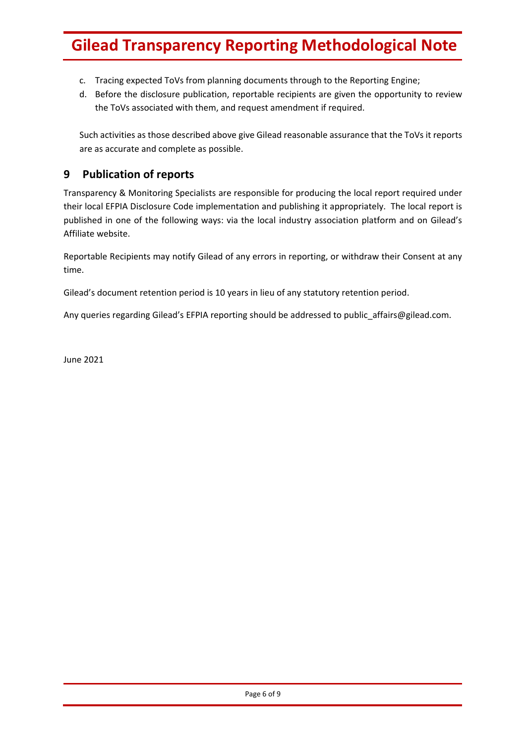c. Tracing expected ToVs from planning documents through to the Reporting Engine;
d. Before the disclosure publication, reportable recipients are given the opportunity to review the ToVs associated with them, and request amendment if required.

Such activities as those described above give Gilead reasonable assurance that the ToVs it reports are as accurate and complete as possible.

## 9 Publication of reports

Transparency & Monitoring Specialists are responsible for producing the local report required under their local EFPIA Disclosure Code implementation and publishing it appropriately. The local report is published in one of the following ways: via the local industry association platform and on Gilead's Affiliate website.

Reportable Recipients may notify Gilead of any errors in reporting, or withdraw their Consent at any time.

Gilead's document retention period is 10 years in lieu of any statutory retention period.

Any queries regarding Gilead's EFPIA reporting should be addressed to public_affairs@gilead.com.

June 2021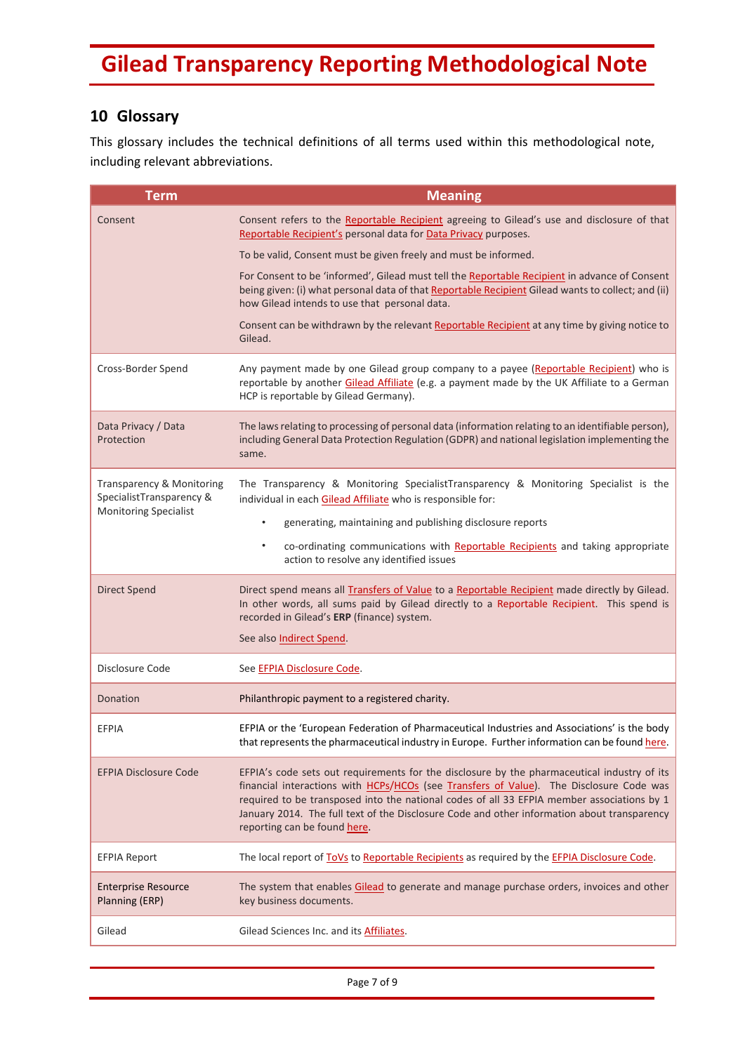# Gilead Transparency Reporting Methodological Note

## 10 Glossary

This glossary includes the technical definitions of all terms used within this methodological note, including relevant abbreviations.

| Term | Meaning |
|---|---|
| Consent | Consent refers to the Reportable Recipient agreeing to Gilead's use and disclosure of that Reportable Recipient's personal data for Data Privacy purposes.<br><br>To be valid, Consent must be given freely and must be informed.<br><br>For Consent to be 'informed', Gilead must tell the Reportable Recipient in advance of Consent being given: (i) what personal data of that Reportable Recipient Gilead wants to collect; and (ii) how Gilead intends to use that personal data.<br><br>Consent can be withdrawn by the relevant Reportable Recipient at any time by giving notice to Gilead. |
| Cross-Border Spend | Any payment made by one Gilead group company to a payee (Reportable Recipient) who is reportable by another Gilead Affiliate (e.g. a payment made by the UK Affiliate to a German HCP is reportable by Gilead Germany). |
| Data Privacy / Data Protection | The laws relating to processing of personal data (information relating to an identifiable person), including General Data Protection Regulation (GDPR) and national legislation implementing the same. |
| Transparency & Monitoring SpecialistTransparency & Monitoring Specialist | The Transparency & Monitoring SpecialistTransparency & Monitoring Specialist is the individual in each Gilead Affiliate who is responsible for:<br><br>• generating, maintaining and publishing disclosure reports<br><br>• co-ordinating communications with Reportable Recipients and taking appropriate action to resolve any identified issues |
| Direct Spend | Direct spend means all Transfers of Value to a Reportable Recipient made directly by Gilead. In other words, all sums paid by Gilead directly to a Reportable Recipient. This spend is recorded in Gilead's **ERP** (finance) system.<br><br>See also Indirect Spend. |
| Disclosure Code | See EFPIA Disclosure Code. |
| Donation | Philanthropic payment to a registered charity. |
| EFPIA | EFPIA or the 'European Federation of Pharmaceutical Industries and Associations' is the body that represents the pharmaceutical industry in Europe. Further information can be found here. |
| EFPIA Disclosure Code | EFPIA's code sets out requirements for the disclosure by the pharmaceutical industry of its financial interactions with HCPs/HCOs (see Transfers of Value). The Disclosure Code was required to be transposed into the national codes of all 33 EFPIA member associations by 1 January 2014. The full text of the Disclosure Code and other information about transparency reporting can be found here. |
| EFPIA Report | The local report of ToVs to Reportable Recipients as required by the EFPIA Disclosure Code. |
| Enterprise Resource Planning (ERP) | The system that enables Gilead to generate and manage purchase orders, invoices and other key business documents. |
| Gilead | Gilead Sciences Inc. and its Affiliates. |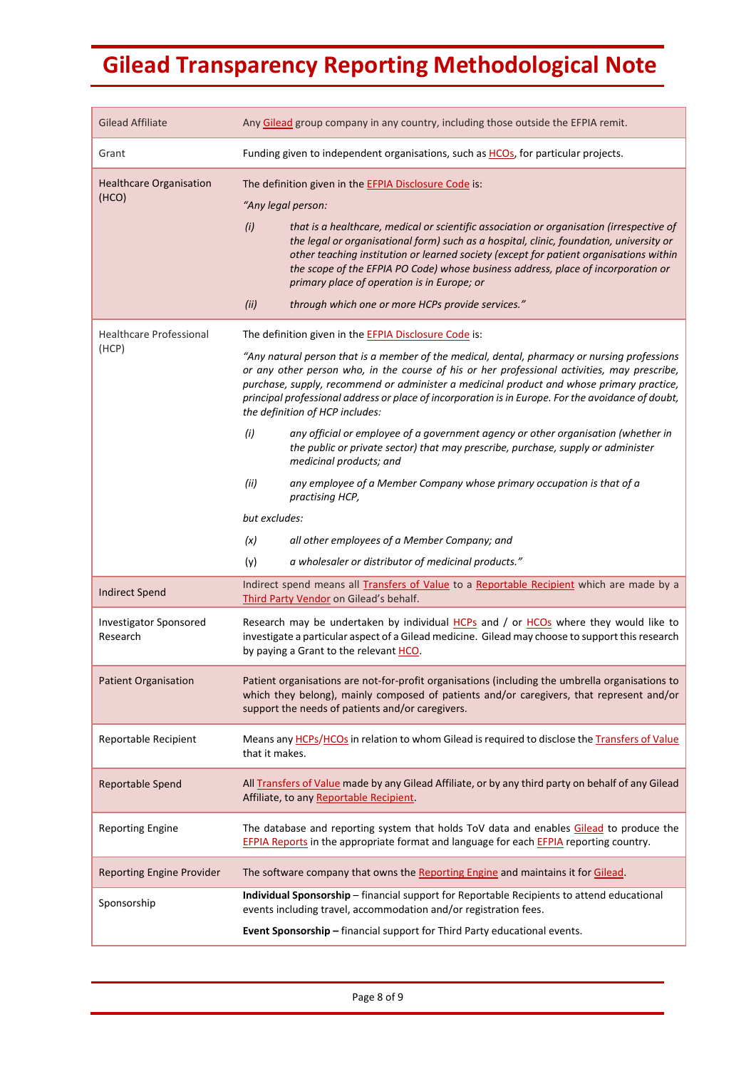# Gilead Transparency Reporting Methodological Note

| | |
|---|---|
| Gilead Affiliate | Any Gilead group company in any country, including those outside the EFPIA remit. |
| Grant | Funding given to independent organisations, such as HCOs, for particular projects. |
| Healthcare Organisation (HCO) | The definition given in the EFPIA Disclosure Code is:<br>*"Any legal person:*<br>*(i) that is a healthcare, medical or scientific association or organisation (irrespective of the legal or organisational form) such as a hospital, clinic, foundation, university or other teaching institution or learned society (except for patient organisations within the scope of the EFPIA PO Code) whose business address, place of incorporation or primary place of operation is in Europe; or*<br>*(ii) through which one or more HCPs provide services."* |
| Healthcare Professional (HCP) | The definition given in the EFPIA Disclosure Code is:<br>*"Any natural person that is a member of the medical, dental, pharmacy or nursing professions or any other person who, in the course of his or her professional activities, may prescribe, purchase, supply, recommend or administer a medicinal product and whose primary practice, principal professional address or place of incorporation is in Europe. For the avoidance of doubt, the definition of HCP includes:*<br>*(i) any official or employee of a government agency or other organisation (whether in the public or private sector) that may prescribe, purchase, supply or administer medicinal products; and*<br>*(ii) any employee of a Member Company whose primary occupation is that of a practising HCP,*<br>*but excludes:*<br>*(x) all other employees of a Member Company; and*<br>(y) *a wholesaler or distributor of medicinal products."* |
| Indirect Spend | Indirect spend means all Transfers of Value to a Reportable Recipient which are made by a Third Party Vendor on Gilead's behalf. |
| Investigator Sponsored Research | Research may be undertaken by individual HCPs and / or HCOs where they would like to investigate a particular aspect of a Gilead medicine. Gilead may choose to support this research by paying a Grant to the relevant HCO. |
| Patient Organisation | Patient organisations are not-for-profit organisations (including the umbrella organisations to which they belong), mainly composed of patients and/or caregivers, that represent and/or support the needs of patients and/or caregivers. |
| Reportable Recipient | Means any HCPs/HCOs in relation to whom Gilead is required to disclose the Transfers of Value that it makes. |
| Reportable Spend | All Transfers of Value made by any Gilead Affiliate, or by any third party on behalf of any Gilead Affiliate, to any Reportable Recipient. |
| Reporting Engine | The database and reporting system that holds ToV data and enables Gilead to produce the EFPIA Reports in the appropriate format and language for each EFPIA reporting country. |
| Reporting Engine Provider | The software company that owns the Reporting Engine and maintains it for Gilead. |
| Sponsorship | **Individual Sponsorship** – financial support for Reportable Recipients to attend educational events including travel, accommodation and/or registration fees.<br>**Event Sponsorship –** financial support for Third Party educational events. |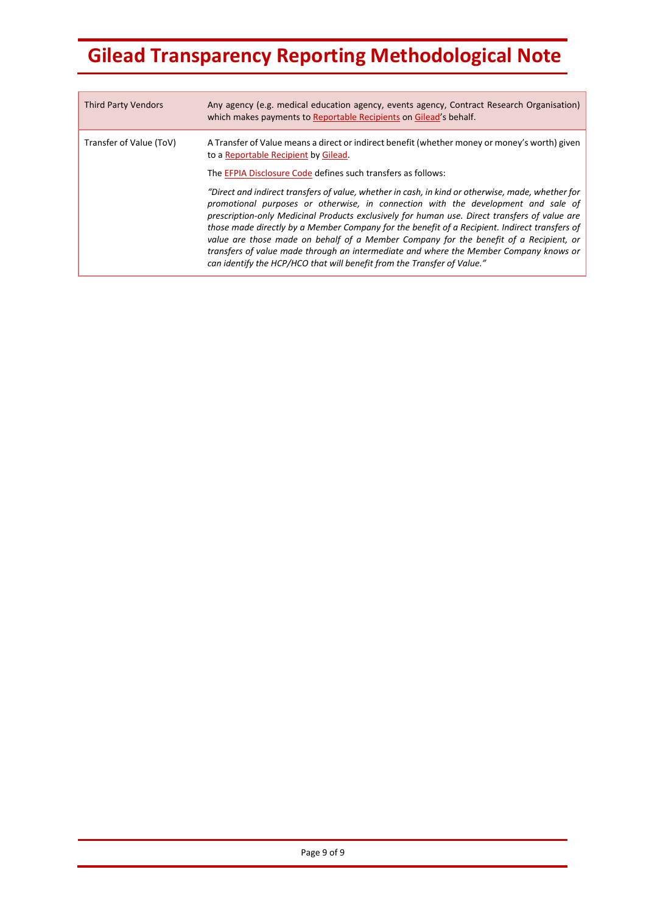| | |
|---|---|
| Third Party Vendors | Any agency (e.g. medical education agency, events agency, Contract Research Organisation) which makes payments to Reportable Recipients on Gilead's behalf. |
| Transfer of Value (ToV) | A Transfer of Value means a direct or indirect benefit (whether money or money's worth) given to a Reportable Recipient by Gilead.<br><br>The EFPIA Disclosure Code defines such transfers as follows:<br><br>*"Direct and indirect transfers of value, whether in cash, in kind or otherwise, made, whether for promotional purposes or otherwise, in connection with the development and sale of prescription-only Medicinal Products exclusively for human use. Direct transfers of value are those made directly by a Member Company for the benefit of a Recipient. Indirect transfers of value are those made on behalf of a Member Company for the benefit of a Recipient, or transfers of value made through an intermediate and where the Member Company knows or can identify the HCP/HCO that will benefit from the Transfer of Value."* |